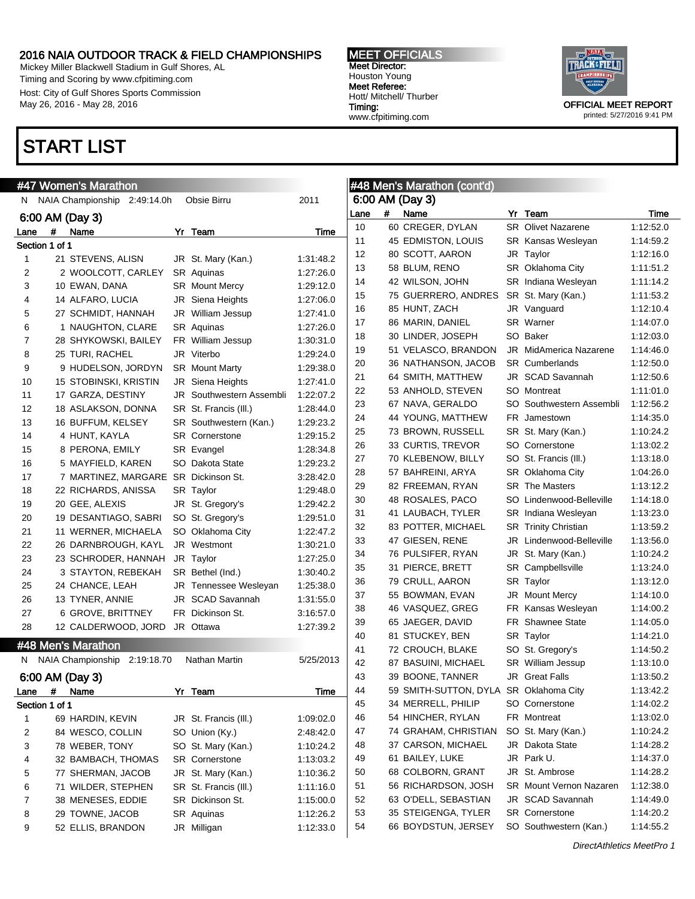# 2016 NAIA OUTDOOR TRACK & FIELD CHAMPIONSHIPS

Mickey Miller Blackwell Stadium in Gulf Shores, AL
Timing and Scoring by www.cfpitiming.com
Host: City of Gulf Shores Sports Commission
May 26, 2016 - May 28, 2016

**MEET OFFICIALS**
Meet Director:
Houston Young
Meet Referee:
Hott/ Mitchell/ Thurber
Timing:
www.cfpitiming.com

OFFICIAL MEET REPORT
printed: 5/27/2016 9:41 PM

# START LIST

## #47 Women's Marathon

N NAIA Championship 2:49:14.0h Obsie Birru 2011

### 6:00 AM (Day 3)

Section 1 of 1

| Lane | # | Name | Yr | Team | Time |
|---|---|---|---|---|---|
| 1 | 21 | STEVENS, ALISN | JR | St. Mary (Kan.) | 1:31:48.2 |
| 2 | 2 | WOOLCOTT, CARLEY | SR | Aquinas | 1:27:26.0 |
| 3 | 10 | EWAN, DANA | SR | Mount Mercy | 1:29:12.0 |
| 4 | 14 | ALFARO, LUCIA | JR | Siena Heights | 1:27:06.0 |
| 5 | 27 | SCHMIDT, HANNAH | JR | William Jessup | 1:27:41.0 |
| 6 | 1 | NAUGHTON, CLARE | SR | Aquinas | 1:27:26.0 |
| 7 | 28 | SHYKOWSKI, BAILEY | FR | William Jessup | 1:30:31.0 |
| 8 | 25 | TURI, RACHEL | JR | Viterbo | 1:29:24.0 |
| 9 | 9 | HUDELSON, JORDYN | SR | Mount Marty | 1:29:38.0 |
| 10 | 15 | STOBINSKI, KRISTIN | JR | Siena Heights | 1:27:41.0 |
| 11 | 17 | GARZA, DESTINY | JR | Southwestern Assembli | 1:22:07.2 |
| 12 | 18 | ASLAKSON, DONNA | SR | St. Francis (Ill.) | 1:28:44.0 |
| 13 | 16 | BUFFUM, KELSEY | SR | Southwestern (Kan.) | 1:29:23.2 |
| 14 | 4 | HUNT, KAYLA | SR | Cornerstone | 1:29:15.2 |
| 15 | 8 | PERONA, EMILY | SR | Evangel | 1:28:34.8 |
| 16 | 5 | MAYFIELD, KAREN | SO | Dakota State | 1:29:23.2 |
| 17 | 7 | MARTINEZ, MARGARE | SR | Dickinson St. | 3:28:42.0 |
| 18 | 22 | RICHARDS, ANISSA | SR | Taylor | 1:29:48.0 |
| 19 | 20 | GEE, ALEXIS | JR | St. Gregory's | 1:29:42.2 |
| 20 | 19 | DESANTIAGO, SABRI | SO | St. Gregory's | 1:29:51.0 |
| 21 | 11 | WERNER, MICHAELA | SO | Oklahoma City | 1:22:47.2 |
| 22 | 26 | DARNBROUGH, KAYL | JR | Westmont | 1:30:21.0 |
| 23 | 23 | SCHRODER, HANNAH | JR | Taylor | 1:27:25.0 |
| 24 | 3 | STAYTON, REBEKAH | SR | Bethel (Ind.) | 1:30:40.2 |
| 25 | 24 | CHANCE, LEAH | JR | Tennessee Wesleyan | 1:25:38.0 |
| 26 | 13 | TYNER, ANNIE | JR | SCAD Savannah | 1:31:55.0 |
| 27 | 6 | GROVE, BRITTNEY | FR | Dickinson St. | 3:16:57.0 |
| 28 | 12 | CALDERWOOD, JORD | JR | Ottawa | 1:27:39.2 |

## #48 Men's Marathon

N NAIA Championship 2:19:18.70 Nathan Martin 5/25/2013

### 6:00 AM (Day 3)

Section 1 of 1

| Lane | # | Name | Yr | Team | Time |
|---|---|---|---|---|---|
| 1 | 69 | HARDIN, KEVIN | JR | St. Francis (Ill.) | 1:09:02.0 |
| 2 | 84 | WESCO, COLLIN | SO | Union (Ky.) | 2:48:42.0 |
| 3 | 78 | WEBER, TONY | SO | St. Mary (Kan.) | 1:10:24.2 |
| 4 | 32 | BAMBACH, THOMAS | SR | Cornerstone | 1:13:03.2 |
| 5 | 77 | SHERMAN, JACOB | JR | St. Mary (Kan.) | 1:10:36.2 |
| 6 | 71 | WILDER, STEPHEN | SR | St. Francis (Ill.) | 1:11:16.0 |
| 7 | 38 | MENESES, EDDIE | SR | Dickinson St. | 1:15:00.0 |
| 8 | 29 | TOWNE, JACOB | SR | Aquinas | 1:12:26.2 |
| 9 | 52 | ELLIS, BRANDON | JR | Milligan | 1:12:33.0 |
| 10 | 60 | CREGER, DYLAN | SR | Olivet Nazarene | 1:12:52.0 |
| 11 | 45 | EDMISTON, LOUIS | SR | Kansas Wesleyan | 1:14:59.2 |
| 12 | 80 | SCOTT, AARON | JR | Taylor | 1:12:16.0 |
| 13 | 58 | BLUM, RENO | SR | Oklahoma City | 1:11:51.2 |
| 14 | 42 | WILSON, JOHN | SR | Indiana Wesleyan | 1:11:14.2 |
| 15 | 75 | GUERRERO, ANDRES | SR | St. Mary (Kan.) | 1:11:53.2 |
| 16 | 85 | HUNT, ZACH | JR | Vanguard | 1:12:10.4 |
| 17 | 86 | MARIN, DANIEL | SR | Warner | 1:14:07.0 |
| 18 | 30 | LINDER, JOSEPH | SO | Baker | 1:12:03.0 |
| 19 | 51 | VELASCO, BRANDON | JR | MidAmerica Nazarene | 1:14:46.0 |
| 20 | 36 | NATHANSON, JACOB | SR | Cumberlands | 1:12:50.0 |
| 21 | 64 | SMITH, MATTHEW | JR | SCAD Savannah | 1:12:50.6 |
| 22 | 53 | ANHOLD, STEVEN | SO | Montreat | 1:11:01.0 |
| 23 | 67 | NAVA, GERALDO | SO | Southwestern Assembli | 1:12:56.2 |
| 24 | 44 | YOUNG, MATTHEW | FR | Jamestown | 1:14:35.0 |
| 25 | 73 | BROWN, RUSSELL | SR | St. Mary (Kan.) | 1:10:24.2 |
| 26 | 33 | CURTIS, TREVOR | SO | Cornerstone | 1:13:02.2 |
| 27 | 70 | KLEBENOW, BILLY | SO | St. Francis (Ill.) | 1:13:18.0 |
| 28 | 57 | BAHREINI, ARYA | SR | Oklahoma City | 1:04:26.0 |
| 29 | 82 | FREEMAN, RYAN | SR | The Masters | 1:13:12.2 |
| 30 | 48 | ROSALES, PACO | SO | Lindenwood-Belleville | 1:14:18.0 |
| 31 | 41 | LAUBACH, TYLER | SR | Indiana Wesleyan | 1:13:23.0 |
| 32 | 83 | POTTER, MICHAEL | SR | Trinity Christian | 1:13:59.2 |
| 33 | 47 | GIESEN, RENE | JR | Lindenwood-Belleville | 1:13:56.0 |
| 34 | 76 | PULSIFER, RYAN | JR | St. Mary (Kan.) | 1:10:24.2 |
| 35 | 31 | PIERCE, BRETT | SR | Campbellsville | 1:13:24.0 |
| 36 | 79 | CRULL, AARON | SR | Taylor | 1:13:12.0 |
| 37 | 55 | BOWMAN, EVAN | JR | Mount Mercy | 1:14:10.0 |
| 38 | 46 | VASQUEZ, GREG | FR | Kansas Wesleyan | 1:14:00.2 |
| 39 | 65 | JAEGER, DAVID | FR | Shawnee State | 1:14:05.0 |
| 40 | 81 | STUCKEY, BEN | SR | Taylor | 1:14:21.0 |
| 41 | 72 | CROUCH, BLAKE | SO | St. Gregory's | 1:14:50.2 |
| 42 | 87 | BASUINI, MICHAEL | SR | William Jessup | 1:13:10.0 |
| 43 | 39 | BOONE, TANNER | JR | Great Falls | 1:13:50.2 |
| 44 | 59 | SMITH-SUTTON, DYLA | SR | Oklahoma City | 1:13:42.2 |
| 45 | 34 | MERRELL, PHILIP | SO | Cornerstone | 1:14:02.2 |
| 46 | 54 | HINCHER, RYLAN | FR | Montreat | 1:13:02.0 |
| 47 | 74 | GRAHAM, CHRISTIAN | SO | St. Mary (Kan.) | 1:10:24.2 |
| 48 | 37 | CARSON, MICHAEL | JR | Dakota State | 1:14:28.2 |
| 49 | 61 | BAILEY, LUKE | JR | Park U. | 1:14:37.0 |
| 50 | 68 | COLBORN, GRANT | JR | St. Ambrose | 1:14:28.2 |
| 51 | 56 | RICHARDSON, JOSH | SR | Mount Vernon Nazaren | 1:12:38.0 |
| 52 | 63 | O'DELL, SEBASTIAN | JR | SCAD Savannah | 1:14:49.0 |
| 53 | 35 | STEIGENGA, TYLER | SR | Cornerstone | 1:14:20.2 |
| 54 | 66 | BOYDSTUN, JERSEY | SO | Southwestern (Kan.) | 1:14:55.2 |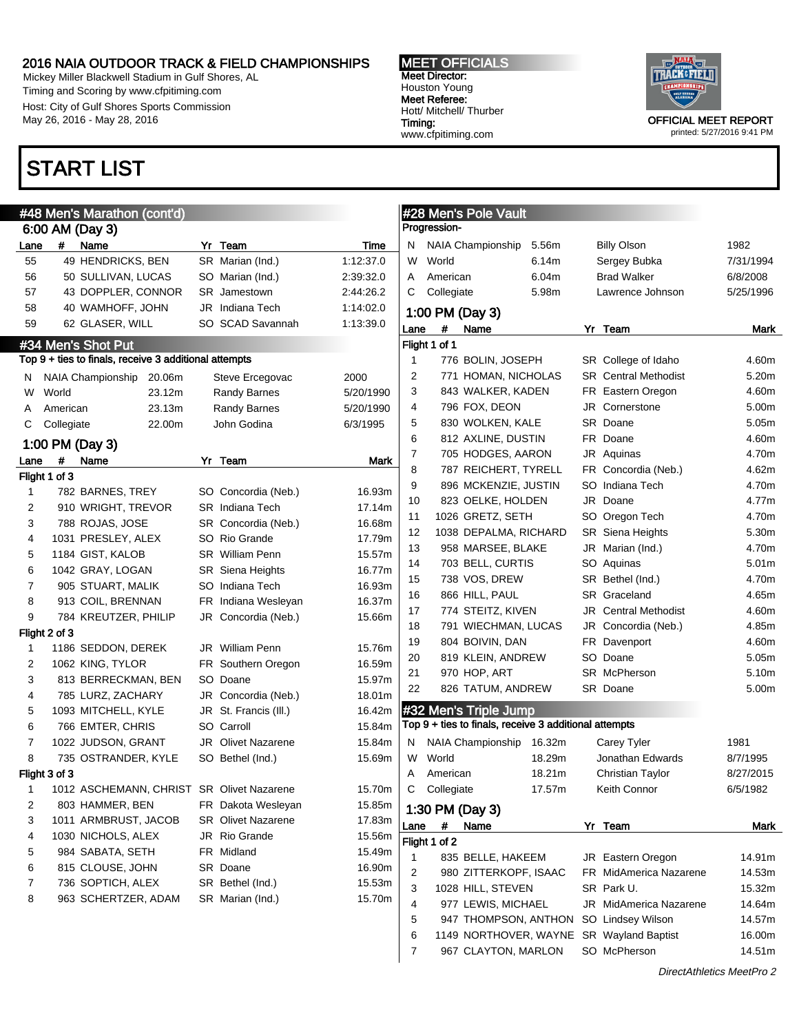# 2016 NAIA OUTDOOR TRACK & FIELD CHAMPIONSHIPS

Mickey Miller Blackwell Stadium in Gulf Shores, AL
Timing and Scoring by www.cfpitiming.com
Host: City of Gulf Shores Sports Commission
May 26, 2016 - May 28, 2016

**MEET OFFICIALS**
Meet Director:
Houston Young
Meet Referee:
Hott/ Mitchell/ Thurber
Timing:
www.cfpitiming.com

OFFICIAL MEET REPORT
printed: 5/27/2016 9:41 PM

# START LIST

## #48 Men's Marathon (cont'd)

### 6:00 AM (Day 3)

| Lane | # | Name | Yr | Team | Time |
|---|---|---|---|---|---|
| 55 | 49 | HENDRICKS, BEN | SR | Marian (Ind.) | 1:12:37.0 |
| 56 | 50 | SULLIVAN, LUCAS | SO | Marian (Ind.) | 2:39:32.0 |
| 57 | 43 | DOPPLER, CONNOR | SR | Jamestown | 2:44:26.2 |
| 58 | 40 | WAMHOFF, JOHN | JR | Indiana Tech | 1:14:02.0 |
| 59 | 62 | GLASER, WILL | SO | SCAD Savannah | 1:13:39.0 |

## #34 Men's Shot Put

Top 9 + ties to finals, receive 3 additional attempts

| | | Mark | Holder | Date |
|---|---|---|---|---|
| N | NAIA Championship | 20.06m | Steve Ercegovac | 2000 |
| W | World | 23.12m | Randy Barnes | 5/20/1990 |
| A | American | 23.13m | Randy Barnes | 5/20/1990 |
| C | Collegiate | 22.00m | John Godina | 6/3/1995 |

### 1:00 PM (Day 3)

| Lane | # | Name | Yr | Team | Mark |
|---|---|---|---|---|---|
| **Flight 1 of 3** | | | | | |
| 1 | 782 | BARNES, TREY | SO | Concordia (Neb.) | 16.93m |
| 2 | 910 | WRIGHT, TREVOR | SR | Indiana Tech | 17.14m |
| 3 | 788 | ROJAS, JOSE | SR | Concordia (Neb.) | 16.68m |
| 4 | 1031 | PRESLEY, ALEX | SO | Rio Grande | 17.79m |
| 5 | 1184 | GIST, KALOB | SR | William Penn | 15.57m |
| 6 | 1042 | GRAY, LOGAN | SR | Siena Heights | 16.77m |
| 7 | 905 | STUART, MALIK | SO | Indiana Tech | 16.93m |
| 8 | 913 | COIL, BRENNAN | FR | Indiana Wesleyan | 16.37m |
| 9 | 784 | KREUTZER, PHILIP | JR | Concordia (Neb.) | 15.66m |
| **Flight 2 of 3** | | | | | |
| 1 | 1186 | SEDDON, DEREK | JR | William Penn | 15.76m |
| 2 | 1062 | KING, TYLOR | FR | Southern Oregon | 16.59m |
| 3 | 813 | BERRECKMAN, BEN | SO | Doane | 15.97m |
| 4 | 785 | LURZ, ZACHARY | JR | Concordia (Neb.) | 18.01m |
| 5 | 1093 | MITCHELL, KYLE | JR | St. Francis (Ill.) | 16.42m |
| 6 | 766 | EMTER, CHRIS | SO | Carroll | 15.84m |
| 7 | 1022 | JUDSON, GRANT | JR | Olivet Nazarene | 15.84m |
| 8 | 735 | OSTRANDER, KYLE | SO | Bethel (Ind.) | 15.69m |
| **Flight 3 of 3** | | | | | |
| 1 | 1012 | ASCHEMANN, CHRIST | SR | Olivet Nazarene | 15.70m |
| 2 | 803 | HAMMER, BEN | FR | Dakota Wesleyan | 15.85m |
| 3 | 1011 | ARMBRUST, JACOB | SR | Olivet Nazarene | 17.83m |
| 4 | 1030 | NICHOLS, ALEX | JR | Rio Grande | 15.56m |
| 5 | 984 | SABATA, SETH | FR | Midland | 15.49m |
| 6 | 815 | CLOUSE, JOHN | SR | Doane | 16.90m |
| 7 | 736 | SOPTICH, ALEX | SR | Bethel (Ind.) | 15.53m |
| 8 | 963 | SCHERTZER, ADAM | SR | Marian (Ind.) | 15.70m |

## #28 Men's Pole Vault

Progression-

| | | Mark | Holder | Date |
|---|---|---|---|---|
| N | NAIA Championship | 5.56m | Billy Olson | 1982 |
| W | World | 6.14m | Sergey Bubka | 7/31/1994 |
| A | American | 6.04m | Brad Walker | 6/8/2008 |
| C | Collegiate | 5.98m | Lawrence Johnson | 5/25/1996 |

### 1:00 PM (Day 3)

| Lane | # | Name | Yr | Team | Mark |
|---|---|---|---|---|---|
| **Flight 1 of 1** | | | | | |
| 1 | 776 | BOLIN, JOSEPH | SR | College of Idaho | 4.60m |
| 2 | 771 | HOMAN, NICHOLAS | SR | Central Methodist | 5.20m |
| 3 | 843 | WALKER, KADEN | FR | Eastern Oregon | 4.60m |
| 4 | 796 | FOX, DEON | JR | Cornerstone | 5.00m |
| 5 | 830 | WOLKEN, KALE | SR | Doane | 5.05m |
| 6 | 812 | AXLINE, DUSTIN | FR | Doane | 4.60m |
| 7 | 705 | HODGES, AARON | JR | Aquinas | 4.70m |
| 8 | 787 | REICHERT, TYRELL | FR | Concordia (Neb.) | 4.62m |
| 9 | 896 | MCKENZIE, JUSTIN | SO | Indiana Tech | 4.70m |
| 10 | 823 | OELKE, HOLDEN | JR | Doane | 4.77m |
| 11 | 1026 | GRETZ, SETH | SO | Oregon Tech | 4.70m |
| 12 | 1038 | DEPALMA, RICHARD | SR | Siena Heights | 5.30m |
| 13 | 958 | MARSEE, BLAKE | JR | Marian (Ind.) | 4.70m |
| 14 | 703 | BELL, CURTIS | SO | Aquinas | 5.01m |
| 15 | 738 | VOS, DREW | SR | Bethel (Ind.) | 4.70m |
| 16 | 866 | HILL, PAUL | SR | Graceland | 4.65m |
| 17 | 774 | STEITZ, KIVEN | JR | Central Methodist | 4.60m |
| 18 | 791 | WIECHMAN, LUCAS | JR | Concordia (Neb.) | 4.85m |
| 19 | 804 | BOIVIN, DAN | FR | Davenport | 4.60m |
| 20 | 819 | KLEIN, ANDREW | SO | Doane | 5.05m |
| 21 | 970 | HOP, ART | SR | McPherson | 5.10m |
| 22 | 826 | TATUM, ANDREW | SR | Doane | 5.00m |

## #32 Men's Triple Jump

Top 9 + ties to finals, receive 3 additional attempts

| | | Mark | Holder | Date |
|---|---|---|---|---|
| N | NAIA Championship | 16.32m | Carey Tyler | 1981 |
| W | World | 18.29m | Jonathan Edwards | 8/7/1995 |
| A | American | 18.21m | Christian Taylor | 8/27/2015 |
| C | Collegiate | 17.57m | Keith Connor | 6/5/1982 |

### 1:30 PM (Day 3)

| Lane | # | Name | Yr | Team | Mark |
|---|---|---|---|---|---|
| **Flight 1 of 2** | | | | | |
| 1 | 835 | BELLE, HAKEEM | JR | Eastern Oregon | 14.91m |
| 2 | 980 | ZITTERKOPF, ISAAC | FR | MidAmerica Nazarene | 14.53m |
| 3 | 1028 | HILL, STEVEN | SR | Park U. | 15.32m |
| 4 | 977 | LEWIS, MICHAEL | JR | MidAmerica Nazarene | 14.64m |
| 5 | 947 | THOMPSON, ANTHON | SO | Lindsey Wilson | 14.57m |
| 6 | 1149 | NORTHOVER, WAYNE | SR | Wayland Baptist | 16.00m |
| 7 | 967 | CLAYTON, MARLON | SO | McPherson | 14.51m |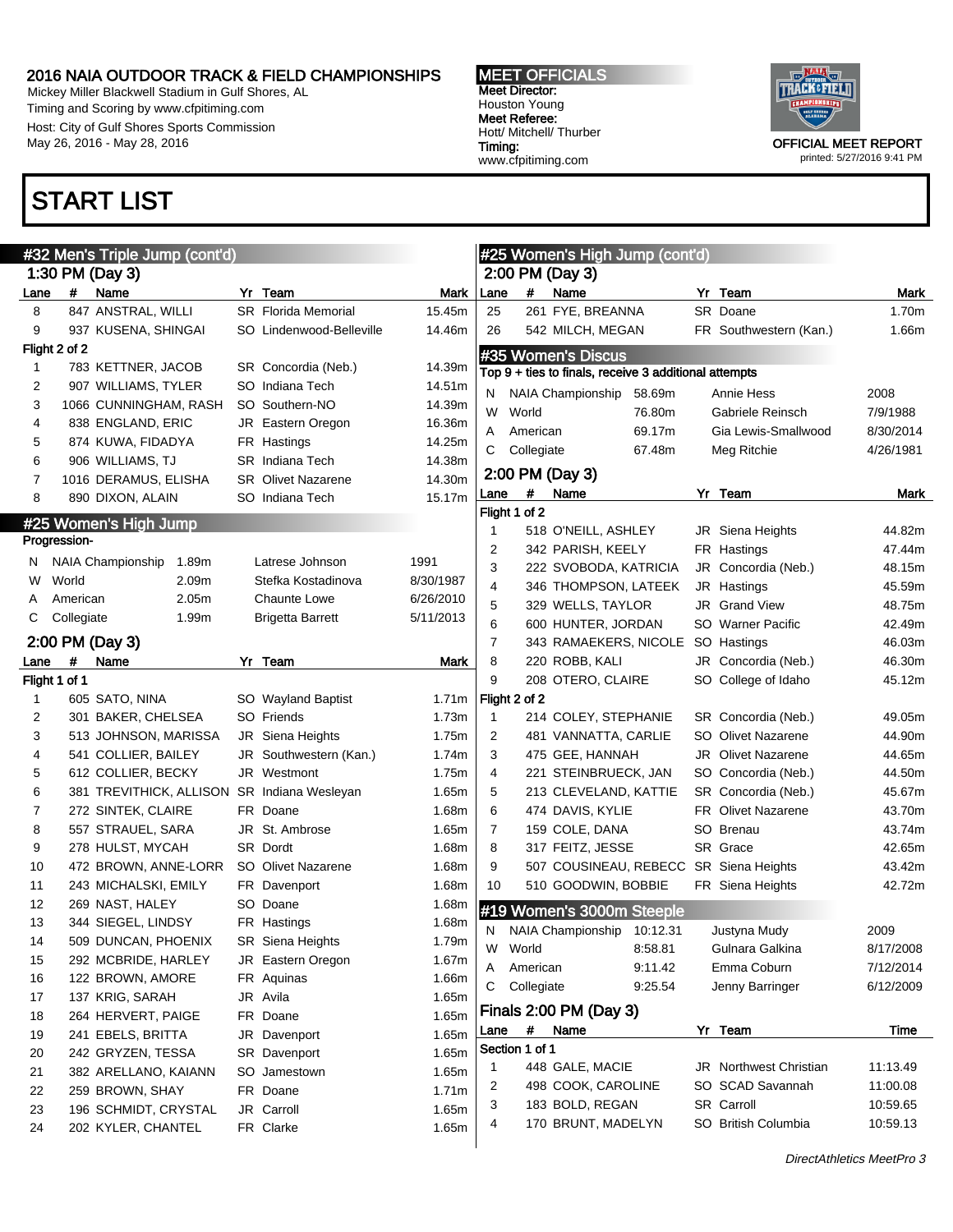# START LIST

## #32 Men's Triple Jump (cont'd)

### 1:30 PM (Day 3)

| Lane | # | Name | Yr | Team | Mark |
|---|---|---|---|---|---|
| 8 | 847 | ANSTRAL, WILLI | SR | Florida Memorial | 15.45m |
| 9 | 937 | KUSENA, SHINGAI | SO | Lindenwood-Belleville | 14.46m |
| **Flight 2 of 2** | | | | | |
| 1 | 783 | KETTNER, JACOB | SR | Concordia (Neb.) | 14.39m |
| 2 | 907 | WILLIAMS, TYLER | SO | Indiana Tech | 14.51m |
| 3 | 1066 | CUNNINGHAM, RASH | SO | Southern-NO | 14.39m |
| 4 | 838 | ENGLAND, ERIC | JR | Eastern Oregon | 16.36m |
| 5 | 874 | KUWA, FIDADYA | FR | Hastings | 14.25m |
| 6 | 906 | WILLIAMS, TJ | SR | Indiana Tech | 14.38m |
| 7 | 1016 | DERAMUS, ELISHA | SR | Olivet Nazarene | 14.30m |
| 8 | 890 | DIXON, ALAIN | SO | Indiana Tech | 15.17m |

## #25 Women's High Jump

Progression-

| | | Mark | Name | Date |
|---|---|---|---|---|
| N | NAIA Championship | 1.89m | Latrese Johnson | 1991 |
| W | World | 2.09m | Stefka Kostadinova | 8/30/1987 |
| A | American | 2.05m | Chaunte Lowe | 6/26/2010 |
| C | Collegiate | 1.99m | Brigetta Barrett | 5/11/2013 |

### 2:00 PM (Day 3)

| Lane | # | Name | Yr | Team | Mark |
|---|---|---|---|---|---|
| **Flight 1 of 1** | | | | | |
| 1 | 605 | SATO, NINA | SO | Wayland Baptist | 1.71m |
| 2 | 301 | BAKER, CHELSEA | SO | Friends | 1.73m |
| 3 | 513 | JOHNSON, MARISSA | JR | Siena Heights | 1.75m |
| 4 | 541 | COLLIER, BAILEY | JR | Southwestern (Kan.) | 1.74m |
| 5 | 612 | COLLIER, BECKY | JR | Westmont | 1.75m |
| 6 | 381 | TREVITHICK, ALLISON | SR | Indiana Wesleyan | 1.65m |
| 7 | 272 | SINTEK, CLAIRE | FR | Doane | 1.68m |
| 8 | 557 | STRAUEL, SARA | JR | St. Ambrose | 1.65m |
| 9 | 278 | HULST, MYCAH | SR | Dordt | 1.68m |
| 10 | 472 | BROWN, ANNE-LORR | SO | Olivet Nazarene | 1.68m |
| 11 | 243 | MICHALSKI, EMILY | FR | Davenport | 1.68m |
| 12 | 269 | NAST, HALEY | SO | Doane | 1.68m |
| 13 | 344 | SIEGEL, LINDSY | FR | Hastings | 1.68m |
| 14 | 509 | DUNCAN, PHOENIX | SR | Siena Heights | 1.79m |
| 15 | 292 | MCBRIDE, HARLEY | JR | Eastern Oregon | 1.67m |
| 16 | 122 | BROWN, AMORE | FR | Aquinas | 1.66m |
| 17 | 137 | KRIG, SARAH | JR | Avila | 1.65m |
| 18 | 264 | HERVERT, PAIGE | FR | Doane | 1.65m |
| 19 | 241 | EBELS, BRITTA | JR | Davenport | 1.65m |
| 20 | 242 | GRYZEN, TESSA | SR | Davenport | 1.65m |
| 21 | 382 | ARELLANO, KAIANN | SO | Jamestown | 1.65m |
| 22 | 259 | BROWN, SHAY | FR | Doane | 1.71m |
| 23 | 196 | SCHMIDT, CRYSTAL | JR | Carroll | 1.65m |
| 24 | 202 | KYLER, CHANTEL | FR | Clarke | 1.65m |

## #25 Women's High Jump (cont'd)

### 2:00 PM (Day 3)

| Lane | # | Name | Yr | Team | Mark |
|---|---|---|---|---|---|
| 25 | 261 | FYE, BREANNA | SR | Doane | 1.70m |
| 26 | 542 | MILCH, MEGAN | FR | Southwestern (Kan.) | 1.66m |

## #35 Women's Discus

Top 9 + ties to finals, receive 3 additional attempts

| | | Mark | Name | Date |
|---|---|---|---|---|
| N | NAIA Championship | 58.69m | Annie Hess | 2008 |
| W | World | 76.80m | Gabriele Reinsch | 7/9/1988 |
| A | American | 69.17m | Gia Lewis-Smallwood | 8/30/2014 |
| C | Collegiate | 67.48m | Meg Ritchie | 4/26/1981 |

### 2:00 PM (Day 3)

| Lane | # | Name | Yr | Team | Mark |
|---|---|---|---|---|---|
| **Flight 1 of 2** | | | | | |
| 1 | 518 | O'NEILL, ASHLEY | JR | Siena Heights | 44.82m |
| 2 | 342 | PARISH, KEELY | FR | Hastings | 47.44m |
| 3 | 222 | SVOBODA, KATRICIA | JR | Concordia (Neb.) | 48.15m |
| 4 | 346 | THOMPSON, LATEEK | JR | Hastings | 45.59m |
| 5 | 329 | WELLS, TAYLOR | JR | Grand View | 48.75m |
| 6 | 600 | HUNTER, JORDAN | SO | Warner Pacific | 42.49m |
| 7 | 343 | RAMAEKERS, NICOLE | SO | Hastings | 46.03m |
| 8 | 220 | ROBB, KALI | JR | Concordia (Neb.) | 46.30m |
| 9 | 208 | OTERO, CLAIRE | SO | College of Idaho | 45.12m |
| **Flight 2 of 2** | | | | | |
| 1 | 214 | COLEY, STEPHANIE | SR | Concordia (Neb.) | 49.05m |
| 2 | 481 | VANNATTA, CARLIE | SO | Olivet Nazarene | 44.90m |
| 3 | 475 | GEE, HANNAH | JR | Olivet Nazarene | 44.65m |
| 4 | 221 | STEINBRUECK, JAN | SO | Concordia (Neb.) | 44.50m |
| 5 | 213 | CLEVELAND, KATTIE | SR | Concordia (Neb.) | 45.67m |
| 6 | 474 | DAVIS, KYLIE | FR | Olivet Nazarene | 43.70m |
| 7 | 159 | COLE, DANA | SO | Brenau | 43.74m |
| 8 | 317 | FEITZ, JESSE | SR | Grace | 42.65m |
| 9 | 507 | COUSINEAU, REBECC | SR | Siena Heights | 43.42m |
| 10 | 510 | GOODWIN, BOBBIE | FR | Siena Heights | 42.72m |

## #19 Women's 3000m Steeple

| | | Time | Name | Date |
|---|---|---|---|---|
| N | NAIA Championship | 10:12.31 | Justyna Mudy | 2009 |
| W | World | 8:58.81 | Gulnara Galkina | 8/17/2008 |
| A | American | 9:11.42 | Emma Coburn | 7/12/2014 |
| C | Collegiate | 9:25.54 | Jenny Barringer | 6/12/2009 |

### Finals 2:00 PM (Day 3)

| Lane | # | Name | Yr | Team | Time |
|---|---|---|---|---|---|
| **Section 1 of 1** | | | | | |
| 1 | 448 | GALE, MACIE | JR | Northwest Christian | 11:13.49 |
| 2 | 498 | COOK, CAROLINE | SO | SCAD Savannah | 11:00.08 |
| 3 | 183 | BOLD, REGAN | SR | Carroll | 10:59.65 |
| 4 | 170 | BRUNT, MADELYN | SO | British Columbia | 10:59.13 |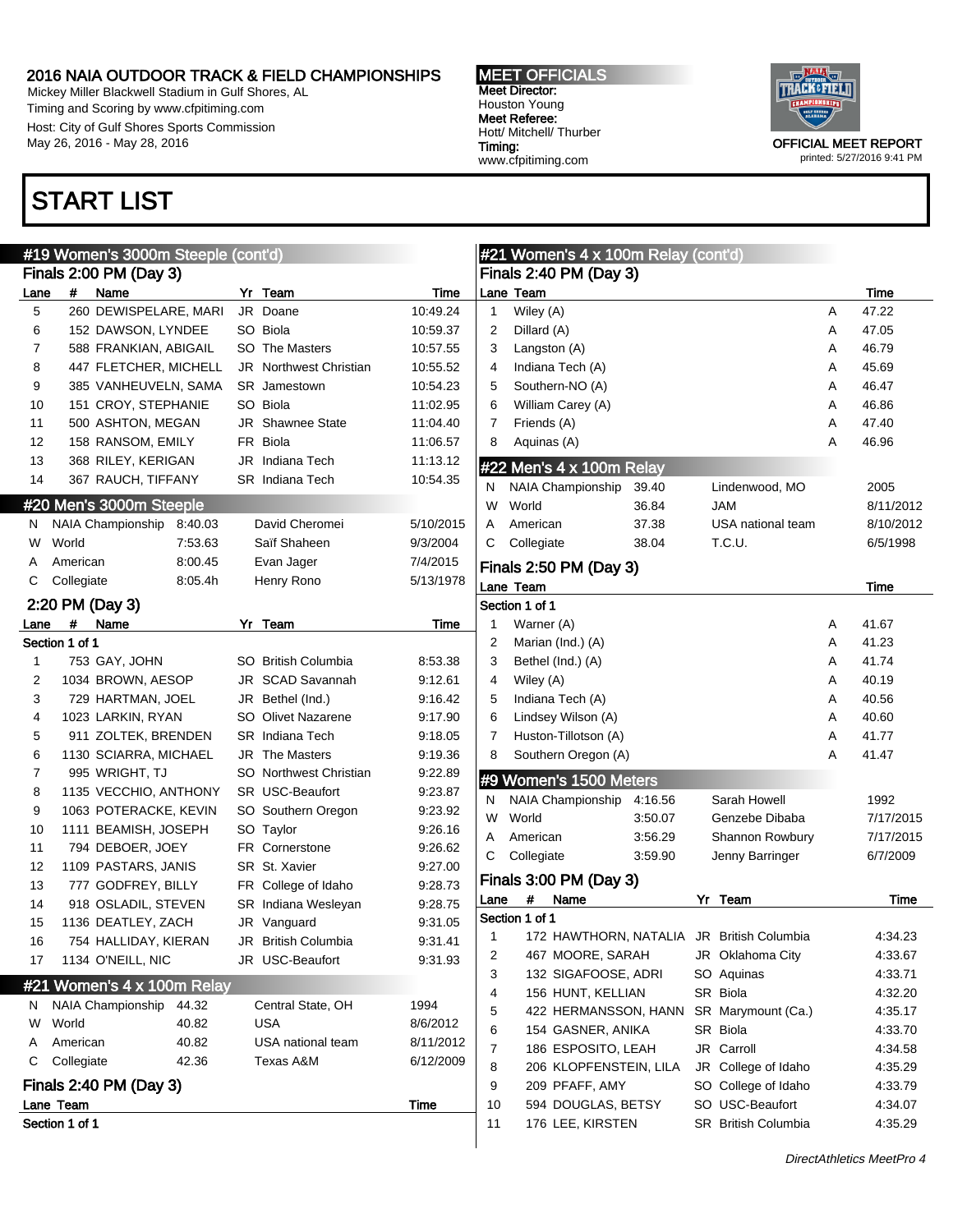# 2016 NAIA OUTDOOR TRACK & FIELD CHAMPIONSHIPS

Mickey Miller Blackwell Stadium in Gulf Shores, AL
Timing and Scoring by www.cfpitiming.com
Host: City of Gulf Shores Sports Commission
May 26, 2016 - May 28, 2016

**MEET OFFICIALS**
**Meet Director:** Houston Young
**Meet Referee:** Hott/ Mitchell/ Thurber
**Timing:** www.cfpitiming.com

OFFICIAL MEET REPORT
printed: 5/27/2016 9:41 PM

# START LIST

## #19 Women's 3000m Steeple (cont'd)

### Finals 2:00 PM (Day 3)

| Lane | # | Name | Yr | Team | Time |
|---|---|---|---|---|---|
| 5 | 260 | DEWISPELARE, MARI | JR | Doane | 10:49.24 |
| 6 | 152 | DAWSON, LYNDEE | SO | Biola | 10:59.37 |
| 7 | 588 | FRANKIAN, ABIGAIL | SO | The Masters | 10:57.55 |
| 8 | 447 | FLETCHER, MICHELL | JR | Northwest Christian | 10:55.52 |
| 9 | 385 | VANHEUVELN, SAMA | SR | Jamestown | 10:54.23 |
| 10 | 151 | CROY, STEPHANIE | SO | Biola | 11:02.95 |
| 11 | 500 | ASHTON, MEGAN | JR | Shawnee State | 11:04.40 |
| 12 | 158 | RANSOM, EMILY | FR | Biola | 11:06.57 |
| 13 | 368 | RILEY, KERIGAN | JR | Indiana Tech | 11:13.12 |
| 14 | 367 | RAUCH, TIFFANY | SR | Indiana Tech | 10:54.35 |

## #20 Men's 3000m Steeple

| | Record | Mark | Holder | Date |
|---|---|---|---|---|
| N | NAIA Championship | 8:40.03 | David Cheromei | 5/10/2015 |
| W | World | 7:53.63 | Saïf Shaheen | 9/3/2004 |
| A | American | 8:00.45 | Evan Jager | 7/4/2015 |
| C | Collegiate | 8:05.4h | Henry Rono | 5/13/1978 |

### 2:20 PM (Day 3)

Section 1 of 1

| Lane | # | Name | Yr | Team | Time |
|---|---|---|---|---|---|
| 1 | 753 | GAY, JOHN | SO | British Columbia | 8:53.38 |
| 2 | 1034 | BROWN, AESOP | JR | SCAD Savannah | 9:12.61 |
| 3 | 729 | HARTMAN, JOEL | JR | Bethel (Ind.) | 9:16.42 |
| 4 | 1023 | LARKIN, RYAN | SO | Olivet Nazarene | 9:17.90 |
| 5 | 911 | ZOLTEK, BRENDEN | SR | Indiana Tech | 9:18.05 |
| 6 | 1130 | SCIARRA, MICHAEL | JR | The Masters | 9:19.36 |
| 7 | 995 | WRIGHT, TJ | SO | Northwest Christian | 9:22.89 |
| 8 | 1135 | VECCHIO, ANTHONY | SR | USC-Beaufort | 9:23.87 |
| 9 | 1063 | POTERACKE, KEVIN | SO | Southern Oregon | 9:23.92 |
| 10 | 1111 | BEAMISH, JOSEPH | SO | Taylor | 9:26.16 |
| 11 | 794 | DEBOER, JOEY | FR | Cornerstone | 9:26.62 |
| 12 | 1109 | PASTARS, JANIS | SR | St. Xavier | 9:27.00 |
| 13 | 777 | GODFREY, BILLY | FR | College of Idaho | 9:28.73 |
| 14 | 918 | OSLADIL, STEVEN | SR | Indiana Wesleyan | 9:28.75 |
| 15 | 1136 | DEATLEY, ZACH | JR | Vanguard | 9:31.05 |
| 16 | 754 | HALLIDAY, KIERAN | JR | British Columbia | 9:31.41 |
| 17 | 1134 | O'NEILL, NIC | JR | USC-Beaufort | 9:31.93 |

## #21 Women's 4 x 100m Relay

| | Record | Mark | Holder | Date |
|---|---|---|---|---|
| N | NAIA Championship | 44.32 | Central State, OH | 1994 |
| W | World | 40.82 | USA | 8/6/2012 |
| A | American | 40.82 | USA national team | 8/11/2012 |
| C | Collegiate | 42.36 | Texas A&M | 6/12/2009 |

### Finals 2:40 PM (Day 3)

Section 1 of 1

| Lane | Team | | Time |
|---|---|---|---|
| 1 | Wiley (A) | A | 47.22 |
| 2 | Dillard (A) | A | 47.05 |
| 3 | Langston (A) | A | 46.79 |
| 4 | Indiana Tech (A) | A | 45.69 |
| 5 | Southern-NO (A) | A | 46.47 |
| 6 | William Carey (A) | A | 46.86 |
| 7 | Friends (A) | A | 47.40 |
| 8 | Aquinas (A) | A | 46.96 |

## #22 Men's 4 x 100m Relay

| | Record | Mark | Holder | Date |
|---|---|---|---|---|
| N | NAIA Championship | 39.40 | Lindenwood, MO | 2005 |
| W | World | 36.84 | JAM | 8/11/2012 |
| A | American | 37.38 | USA national team | 8/10/2012 |
| C | Collegiate | 38.04 | T.C.U. | 6/5/1998 |

### Finals 2:50 PM (Day 3)

Section 1 of 1

| Lane | Team | | Time |
|---|---|---|---|
| 1 | Warner (A) | A | 41.67 |
| 2 | Marian (Ind.) (A) | A | 41.23 |
| 3 | Bethel (Ind.) (A) | A | 41.74 |
| 4 | Wiley (A) | A | 40.19 |
| 5 | Indiana Tech (A) | A | 40.56 |
| 6 | Lindsey Wilson (A) | A | 40.60 |
| 7 | Huston-Tillotson (A) | A | 41.77 |
| 8 | Southern Oregon (A) | A | 41.47 |

## #9 Women's 1500 Meters

| | Record | Mark | Holder | Date |
|---|---|---|---|---|
| N | NAIA Championship | 4:16.56 | Sarah Howell | 1992 |
| W | World | 3:50.07 | Genzebe Dibaba | 7/17/2015 |
| A | American | 3:56.29 | Shannon Rowbury | 7/17/2015 |
| C | Collegiate | 3:59.90 | Jenny Barringer | 6/7/2009 |

### Finals 3:00 PM (Day 3)

Section 1 of 1

| Lane | # | Name | Yr | Team | Time |
|---|---|---|---|---|---|
| 1 | 172 | HAWTHORN, NATALIA | JR | British Columbia | 4:34.23 |
| 2 | 467 | MOORE, SARAH | JR | Oklahoma City | 4:33.67 |
| 3 | 132 | SIGAFOOSE, ADRI | SO | Aquinas | 4:33.71 |
| 4 | 156 | HUNT, KELLIAN | SR | Biola | 4:32.20 |
| 5 | 422 | HERMANSSON, HANN | SR | Marymount (Ca.) | 4:35.17 |
| 6 | 154 | GASNER, ANIKA | SR | Biola | 4:33.70 |
| 7 | 186 | ESPOSITO, LEAH | JR | Carroll | 4:34.58 |
| 8 | 206 | KLOPFENSTEIN, LILA | JR | College of Idaho | 4:35.29 |
| 9 | 209 | PFAFF, AMY | SO | College of Idaho | 4:33.79 |
| 10 | 594 | DOUGLAS, BETSY | SO | USC-Beaufort | 4:34.07 |
| 11 | 176 | LEE, KIRSTEN | SR | British Columbia | 4:35.29 |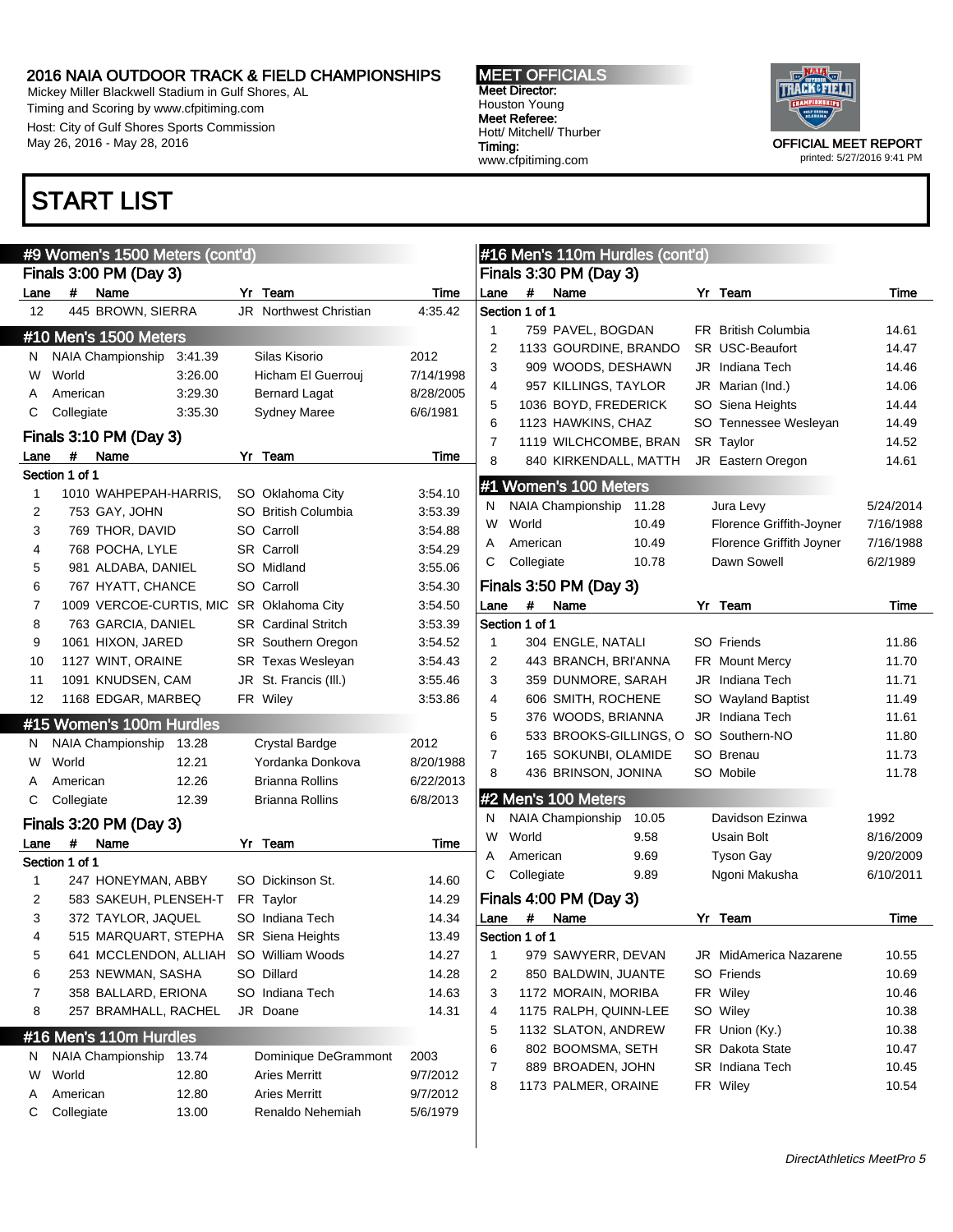# 2016 NAIA OUTDOOR TRACK & FIELD CHAMPIONSHIPS

Mickey Miller Blackwell Stadium in Gulf Shores, AL
Timing and Scoring by www.cfpitiming.com
Host: City of Gulf Shores Sports Commission
May 26, 2016 - May 28, 2016

**MEET OFFICIALS**
Meet Director: Houston Young
Meet Referee: Hott/ Mitchell/ Thurber
Timing: www.cfpitiming.com

OFFICIAL MEET REPORT
printed: 5/27/2016 9:41 PM

## START LIST

### #9 Women's 1500 Meters (cont'd)

Finals 3:00 PM (Day 3)

| Lane | # | Name | Yr | Team | Time |
|---|---|---|---|---|---|
| 12 | 445 | BROWN, SIERRA | JR | Northwest Christian | 4:35.42 |

### #10 Men's 1500 Meters

| | Record | Mark | Holder | Date |
|---|---|---|---|---|
| N | NAIA Championship | 3:41.39 | Silas Kisorio | 2012 |
| W | World | 3:26.00 | Hicham El Guerrouj | 7/14/1998 |
| A | American | 3:29.30 | Bernard Lagat | 8/28/2005 |
| C | Collegiate | 3:35.30 | Sydney Maree | 6/6/1981 |

Finals 3:10 PM (Day 3)

Section 1 of 1

| Lane | # | Name | Yr | Team | Time |
|---|---|---|---|---|---|
| 1 | 1010 | WAHPEPAH-HARRIS, | SO | Oklahoma City | 3:54.10 |
| 2 | 753 | GAY, JOHN | SO | British Columbia | 3:53.39 |
| 3 | 769 | THOR, DAVID | SO | Carroll | 3:54.88 |
| 4 | 768 | POCHA, LYLE | SR | Carroll | 3:54.29 |
| 5 | 981 | ALDABA, DANIEL | SO | Midland | 3:55.06 |
| 6 | 767 | HYATT, CHANCE | SO | Carroll | 3:54.30 |
| 7 | 1009 | VERCOE-CURTIS, MIC | SR | Oklahoma City | 3:54.50 |
| 8 | 763 | GARCIA, DANIEL | SR | Cardinal Stritch | 3:53.39 |
| 9 | 1061 | HIXON, JARED | SR | Southern Oregon | 3:54.52 |
| 10 | 1127 | WINT, ORAINE | SR | Texas Wesleyan | 3:54.43 |
| 11 | 1091 | KNUDSEN, CAM | JR | St. Francis (Ill.) | 3:55.46 |
| 12 | 1168 | EDGAR, MARBEQ | FR | Wiley | 3:53.86 |

### #15 Women's 100m Hurdles

| | Record | Mark | Holder | Date |
|---|---|---|---|---|
| N | NAIA Championship | 13.28 | Crystal Bardge | 2012 |
| W | World | 12.21 | Yordanka Donkova | 8/20/1988 |
| A | American | 12.26 | Brianna Rollins | 6/22/2013 |
| C | Collegiate | 12.39 | Brianna Rollins | 6/8/2013 |

Finals 3:20 PM (Day 3)

Section 1 of 1

| Lane | # | Name | Yr | Team | Time |
|---|---|---|---|---|---|
| 1 | 247 | HONEYMAN, ABBY | SO | Dickinson St. | 14.60 |
| 2 | 583 | SAKEUH, PLENSEH-T | FR | Taylor | 14.29 |
| 3 | 372 | TAYLOR, JAQUEL | SO | Indiana Tech | 14.34 |
| 4 | 515 | MARQUART, STEPHA | SR | Siena Heights | 13.49 |
| 5 | 641 | MCCLENDON, ALLIAH | SO | William Woods | 14.27 |
| 6 | 253 | NEWMAN, SASHA | SO | Dillard | 14.28 |
| 7 | 358 | BALLARD, ERIONA | SO | Indiana Tech | 14.63 |
| 8 | 257 | BRAMHALL, RACHEL | JR | Doane | 14.31 |

### #16 Men's 110m Hurdles

| | Record | Mark | Holder | Date |
|---|---|---|---|---|
| N | NAIA Championship | 13.74 | Dominique DeGrammont | 2003 |
| W | World | 12.80 | Aries Merritt | 9/7/2012 |
| A | American | 12.80 | Aries Merritt | 9/7/2012 |
| C | Collegiate | 13.00 | Renaldo Nehemiah | 5/6/1979 |

### #16 Men's 110m Hurdles (cont'd)

Finals 3:30 PM (Day 3)

Section 1 of 1

| Lane | # | Name | Yr | Team | Time |
|---|---|---|---|---|---|
| 1 | 759 | PAVEL, BOGDAN | FR | British Columbia | 14.61 |
| 2 | 1133 | GOURDINE, BRANDO | SR | USC-Beaufort | 14.47 |
| 3 | 909 | WOODS, DESHAWN | JR | Indiana Tech | 14.46 |
| 4 | 957 | KILLINGS, TAYLOR | JR | Marian (Ind.) | 14.06 |
| 5 | 1036 | BOYD, FREDERICK | SO | Siena Heights | 14.44 |
| 6 | 1123 | HAWKINS, CHAZ | SO | Tennessee Wesleyan | 14.49 |
| 7 | 1119 | WILCHCOMBE, BRAN | SR | Taylor | 14.52 |
| 8 | 840 | KIRKENDALL, MATTH | JR | Eastern Oregon | 14.61 |

### #1 Women's 100 Meters

| | Record | Mark | Holder | Date |
|---|---|---|---|---|
| N | NAIA Championship | 11.28 | Jura Levy | 5/24/2014 |
| W | World | 10.49 | Florence Griffith-Joyner | 7/16/1988 |
| A | American | 10.49 | Florence Griffith Joyner | 7/16/1988 |
| C | Collegiate | 10.78 | Dawn Sowell | 6/2/1989 |

Finals 3:50 PM (Day 3)

Section 1 of 1

| Lane | # | Name | Yr | Team | Time |
|---|---|---|---|---|---|
| 1 | 304 | ENGLE, NATALI | SO | Friends | 11.86 |
| 2 | 443 | BRANCH, BRI'ANNA | FR | Mount Mercy | 11.70 |
| 3 | 359 | DUNMORE, SARAH | JR | Indiana Tech | 11.71 |
| 4 | 606 | SMITH, ROCHENE | SO | Wayland Baptist | 11.49 |
| 5 | 376 | WOODS, BRIANNA | JR | Indiana Tech | 11.61 |
| 6 | 533 | BROOKS-GILLINGS, O | SO | Southern-NO | 11.80 |
| 7 | 165 | SOKUNBI, OLAMIDE | SO | Brenau | 11.73 |
| 8 | 436 | BRINSON, JONINA | SO | Mobile | 11.78 |

### #2 Men's 100 Meters

| | Record | Mark | Holder | Date |
|---|---|---|---|---|
| N | NAIA Championship | 10.05 | Davidson Ezinwa | 1992 |
| W | World | 9.58 | Usain Bolt | 8/16/2009 |
| A | American | 9.69 | Tyson Gay | 9/20/2009 |
| C | Collegiate | 9.89 | Ngoni Makusha | 6/10/2011 |

Finals 4:00 PM (Day 3)

Section 1 of 1

| Lane | # | Name | Yr | Team | Time |
|---|---|---|---|---|---|
| 1 | 979 | SAWYERR, DEVAN | JR | MidAmerica Nazarene | 10.55 |
| 2 | 850 | BALDWIN, JUANTE | SO | Friends | 10.69 |
| 3 | 1172 | MORAIN, MORIBA | FR | Wiley | 10.46 |
| 4 | 1175 | RALPH, QUINN-LEE | SO | Wiley | 10.38 |
| 5 | 1132 | SLATON, ANDREW | FR | Union (Ky.) | 10.38 |
| 6 | 802 | BOOMSMA, SETH | SR | Dakota State | 10.47 |
| 7 | 889 | BROADEN, JOHN | SR | Indiana Tech | 10.45 |
| 8 | 1173 | PALMER, ORAINE | FR | Wiley | 10.54 |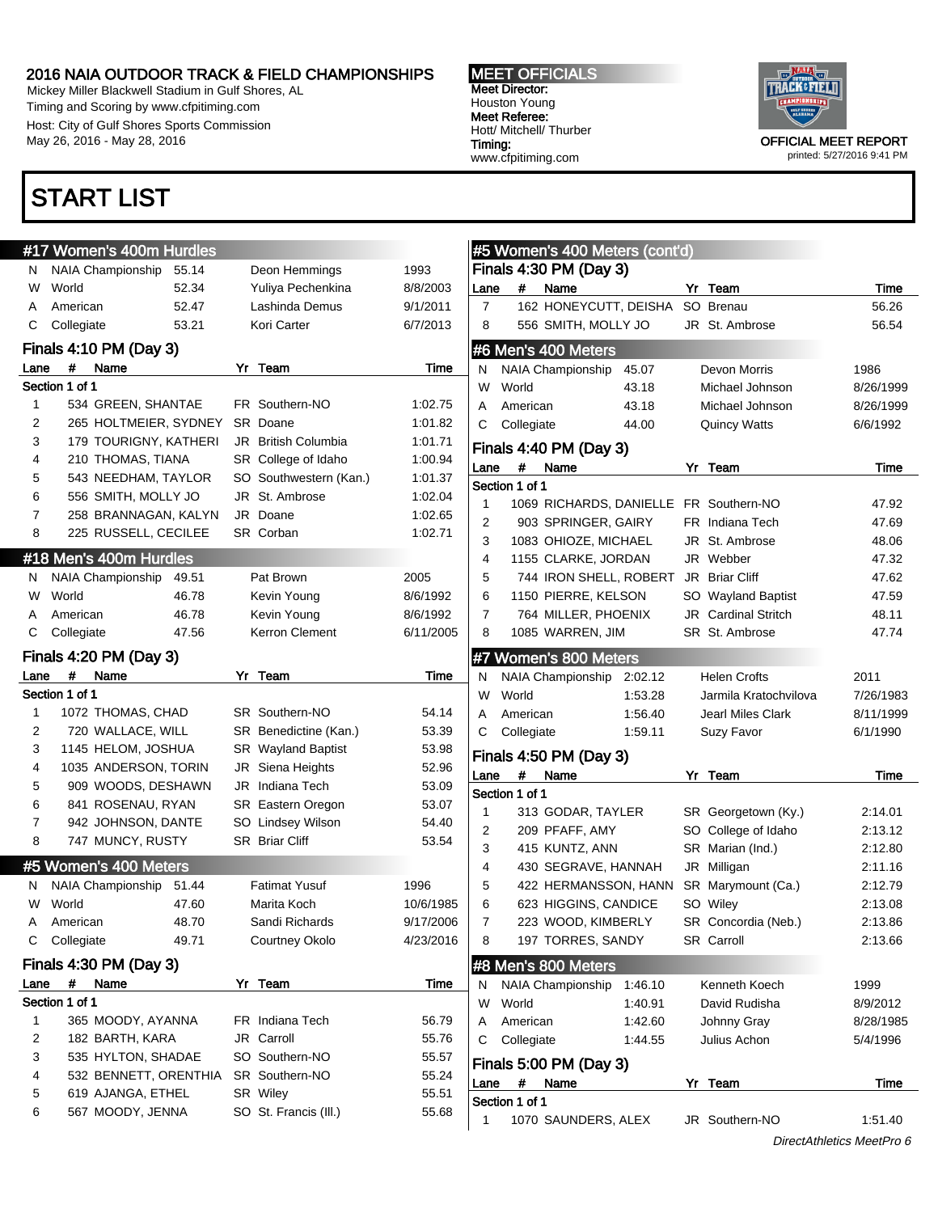# 2016 NAIA OUTDOOR TRACK & FIELD CHAMPIONSHIPS

Mickey Miller Blackwell Stadium in Gulf Shores, AL
Timing and Scoring by www.cfpitiming.com
Host: City of Gulf Shores Sports Commission
May 26, 2016 - May 28, 2016

**MEET OFFICIALS**
Meet Director: Houston Young
Meet Referee: Hott/ Mitchell/ Thurber
Timing: www.cfpitiming.com

OFFICIAL MEET REPORT
printed: 5/27/2016 9:41 PM

# START LIST

## #17 Women's 400m Hurdles

| | Record | Time | Holder | Date |
|---|---|---|---|---|
| N | NAIA Championship | 55.14 | Deon Hemmings | 1993 |
| W | World | 52.34 | Yuliya Pechenkina | 8/8/2003 |
| A | American | 52.47 | Lashinda Demus | 9/1/2011 |
| C | Collegiate | 53.21 | Kori Carter | 6/7/2013 |

### Finals 4:10 PM (Day 3)

Section 1 of 1

| Lane | # | Name | Yr | Team | Time |
|---|---|---|---|---|---|
| 1 | 534 | GREEN, SHANTAE | FR | Southern-NO | 1:02.75 |
| 2 | 265 | HOLTMEIER, SYDNEY | SR | Doane | 1:01.82 |
| 3 | 179 | TOURIGNY, KATHERI | JR | British Columbia | 1:01.71 |
| 4 | 210 | THOMAS, TIANA | SR | College of Idaho | 1:00.94 |
| 5 | 543 | NEEDHAM, TAYLOR | SO | Southwestern (Kan.) | 1:01.37 |
| 6 | 556 | SMITH, MOLLY JO | JR | St. Ambrose | 1:02.04 |
| 7 | 258 | BRANNAGAN, KALYN | JR | Doane | 1:02.65 |
| 8 | 225 | RUSSELL, CECILEE | SR | Corban | 1:02.71 |

## #18 Men's 400m Hurdles

| | Record | Time | Holder | Date |
|---|---|---|---|---|
| N | NAIA Championship | 49.51 | Pat Brown | 2005 |
| W | World | 46.78 | Kevin Young | 8/6/1992 |
| A | American | 46.78 | Kevin Young | 8/6/1992 |
| C | Collegiate | 47.56 | Kerron Clement | 6/11/2005 |

### Finals 4:20 PM (Day 3)

Section 1 of 1

| Lane | # | Name | Yr | Team | Time |
|---|---|---|---|---|---|
| 1 | 1072 | THOMAS, CHAD | SR | Southern-NO | 54.14 |
| 2 | 720 | WALLACE, WILL | SR | Benedictine (Kan.) | 53.39 |
| 3 | 1145 | HELOM, JOSHUA | SR | Wayland Baptist | 53.98 |
| 4 | 1035 | ANDERSON, TORIN | JR | Siena Heights | 52.96 |
| 5 | 909 | WOODS, DESHAWN | JR | Indiana Tech | 53.09 |
| 6 | 841 | ROSENAU, RYAN | SR | Eastern Oregon | 53.07 |
| 7 | 942 | JOHNSON, DANTE | SO | Lindsey Wilson | 54.40 |
| 8 | 747 | MUNCY, RUSTY | SR | Briar Cliff | 53.54 |

## #5 Women's 400 Meters

| | Record | Time | Holder | Date |
|---|---|---|---|---|
| N | NAIA Championship | 51.44 | Fatimat Yusuf | 1996 |
| W | World | 47.60 | Marita Koch | 10/6/1985 |
| A | American | 48.70 | Sandi Richards | 9/17/2006 |
| C | Collegiate | 49.71 | Courtney Okolo | 4/23/2016 |

### Finals 4:30 PM (Day 3)

Section 1 of 1

| Lane | # | Name | Yr | Team | Time |
|---|---|---|---|---|---|
| 1 | 365 | MOODY, AYANNA | FR | Indiana Tech | 56.79 |
| 2 | 182 | BARTH, KARA | JR | Carroll | 55.76 |
| 3 | 535 | HYLTON, SHADAE | SO | Southern-NO | 55.57 |
| 4 | 532 | BENNETT, ORENTHIA | SR | Southern-NO | 55.24 |
| 5 | 619 | AJANGA, ETHEL | SR | Wiley | 55.51 |
| 6 | 567 | MOODY, JENNA | SO | St. Francis (Ill.) | 55.68 |
| 7 | 162 | HONEYCUTT, DEISHA | SO | Brenau | 56.26 |
| 8 | 556 | SMITH, MOLLY JO | JR | St. Ambrose | 56.54 |

## #6 Men's 400 Meters

| | Record | Time | Holder | Date |
|---|---|---|---|---|
| N | NAIA Championship | 45.07 | Devon Morris | 1986 |
| W | World | 43.18 | Michael Johnson | 8/26/1999 |
| A | American | 43.18 | Michael Johnson | 8/26/1999 |
| C | Collegiate | 44.00 | Quincy Watts | 6/6/1992 |

### Finals 4:40 PM (Day 3)

Section 1 of 1

| Lane | # | Name | Yr | Team | Time |
|---|---|---|---|---|---|
| 1 | 1069 | RICHARDS, DANIELLE | FR | Southern-NO | 47.92 |
| 2 | 903 | SPRINGER, GAIRY | FR | Indiana Tech | 47.69 |
| 3 | 1083 | OHIOZE, MICHAEL | JR | St. Ambrose | 48.06 |
| 4 | 1155 | CLARKE, JORDAN | JR | Webber | 47.32 |
| 5 | 744 | IRON SHELL, ROBERT | JR | Briar Cliff | 47.62 |
| 6 | 1150 | PIERRE, KELSON | SO | Wayland Baptist | 47.59 |
| 7 | 764 | MILLER, PHOENIX | JR | Cardinal Stritch | 48.11 |
| 8 | 1085 | WARREN, JIM | SR | St. Ambrose | 47.74 |

## #7 Women's 800 Meters

| | Record | Time | Holder | Date |
|---|---|---|---|---|
| N | NAIA Championship | 2:02.12 | Helen Crofts | 2011 |
| W | World | 1:53.28 | Jarmila Kratochvilova | 7/26/1983 |
| A | American | 1:56.40 | Jearl Miles Clark | 8/11/1999 |
| C | Collegiate | 1:59.11 | Suzy Favor | 6/1/1990 |

### Finals 4:50 PM (Day 3)

Section 1 of 1

| Lane | # | Name | Yr | Team | Time |
|---|---|---|---|---|---|
| 1 | 313 | GODAR, TAYLER | SR | Georgetown (Ky.) | 2:14.01 |
| 2 | 209 | PFAFF, AMY | SO | College of Idaho | 2:13.12 |
| 3 | 415 | KUNTZ, ANN | SR | Marian (Ind.) | 2:12.80 |
| 4 | 430 | SEGRAVE, HANNAH | JR | Milligan | 2:11.16 |
| 5 | 422 | HERMANSSON, HANN | SR | Marymount (Ca.) | 2:12.79 |
| 6 | 623 | HIGGINS, CANDICE | SO | Wiley | 2:13.08 |
| 7 | 223 | WOOD, KIMBERLY | SR | Concordia (Neb.) | 2:13.86 |
| 8 | 197 | TORRES, SANDY | SR | Carroll | 2:13.66 |

## #8 Men's 800 Meters

| | Record | Time | Holder | Date |
|---|---|---|---|---|
| N | NAIA Championship | 1:46.10 | Kenneth Koech | 1999 |
| W | World | 1:40.91 | David Rudisha | 8/9/2012 |
| A | American | 1:42.60 | Johnny Gray | 8/28/1985 |
| C | Collegiate | 1:44.55 | Julius Achon | 5/4/1996 |

### Finals 5:00 PM (Day 3)

Section 1 of 1

| Lane | # | Name | Yr | Team | Time |
|---|---|---|---|---|---|
| 1 | 1070 | SAUNDERS, ALEX | JR | Southern-NO | 1:51.40 |

*DirectAthletics MeetPro 6*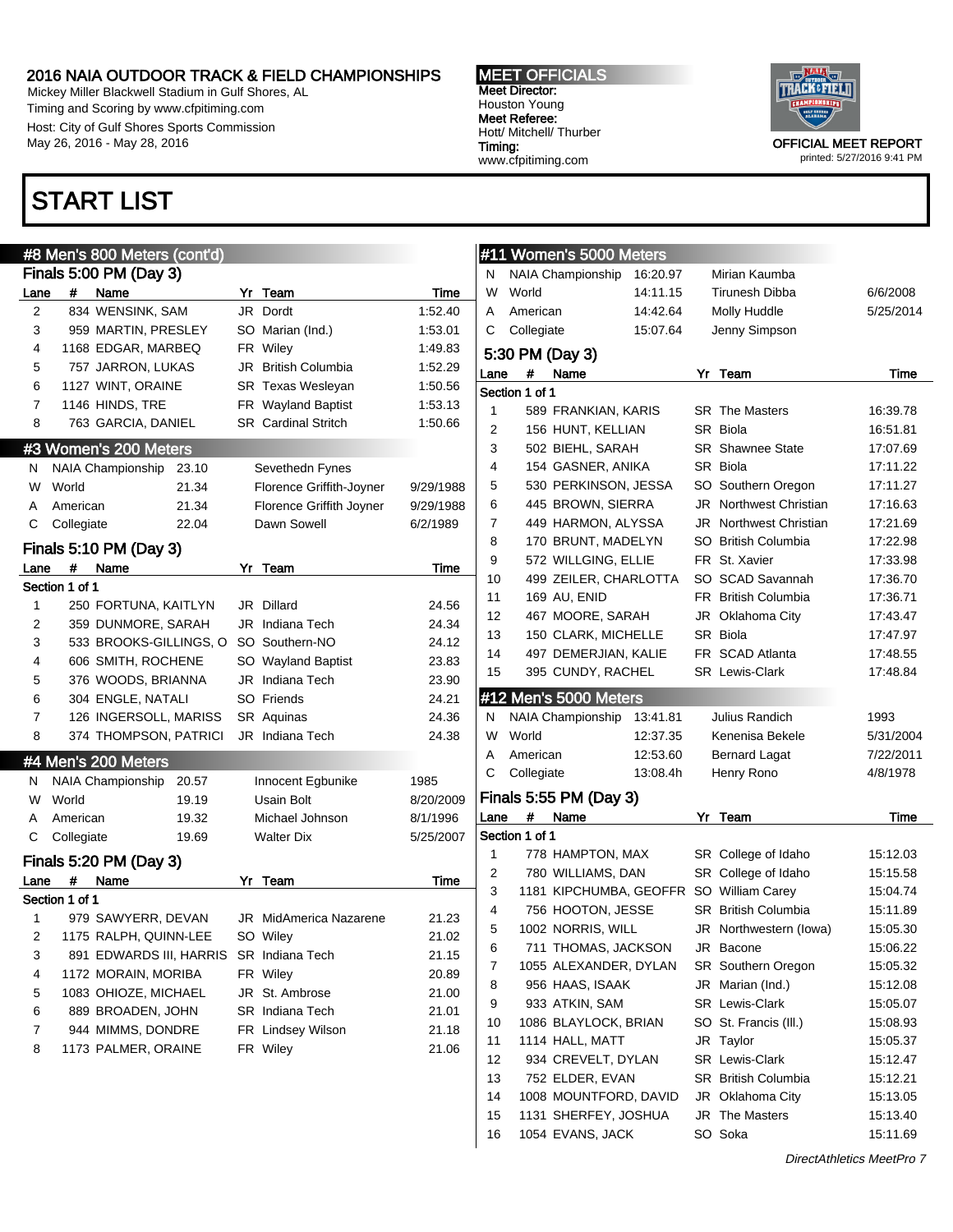# START LIST

## #8 Men's 800 Meters (cont'd)

### Finals 5:00 PM (Day 3)

| Lane | # | Name | Yr | Team | Time |
|---|---|---|---|---|---|
| 2 | 834 | WENSINK, SAM | JR | Dordt | 1:52.40 |
| 3 | 959 | MARTIN, PRESLEY | SO | Marian (Ind.) | 1:53.01 |
| 4 | 1168 | EDGAR, MARBEQ | FR | Wiley | 1:49.83 |
| 5 | 757 | JARRON, LUKAS | JR | British Columbia | 1:52.29 |
| 6 | 1127 | WINT, ORAINE | SR | Texas Wesleyan | 1:50.56 |
| 7 | 1146 | HINDS, TRE | FR | Wayland Baptist | 1:53.13 |
| 8 | 763 | GARCIA, DANIEL | SR | Cardinal Stritch | 1:50.66 |

## #3 Women's 200 Meters

| | | Mark | Holder | Date |
|---|---|---|---|---|
| N | NAIA Championship | 23.10 | Sevethedn Fynes | |
| W | World | 21.34 | Florence Griffith-Joyner | 9/29/1988 |
| A | American | 21.34 | Florence Griffith Joyner | 9/29/1988 |
| C | Collegiate | 22.04 | Dawn Sowell | 6/2/1989 |

### Finals 5:10 PM (Day 3)

Section 1 of 1

| Lane | # | Name | Yr | Team | Time |
|---|---|---|---|---|---|
| 1 | 250 | FORTUNA, KAITLYN | JR | Dillard | 24.56 |
| 2 | 359 | DUNMORE, SARAH | JR | Indiana Tech | 24.34 |
| 3 | 533 | BROOKS-GILLINGS, O | SO | Southern-NO | 24.12 |
| 4 | 606 | SMITH, ROCHENE | SO | Wayland Baptist | 23.83 |
| 5 | 376 | WOODS, BRIANNA | JR | Indiana Tech | 23.90 |
| 6 | 304 | ENGLE, NATALI | SO | Friends | 24.21 |
| 7 | 126 | INGERSOLL, MARISS | SR | Aquinas | 24.36 |
| 8 | 374 | THOMPSON, PATRICI | JR | Indiana Tech | 24.38 |

## #4 Men's 200 Meters

| | | Mark | Holder | Date |
|---|---|---|---|---|
| N | NAIA Championship | 20.57 | Innocent Egbunike | 1985 |
| W | World | 19.19 | Usain Bolt | 8/20/2009 |
| A | American | 19.32 | Michael Johnson | 8/1/1996 |
| C | Collegiate | 19.69 | Walter Dix | 5/25/2007 |

### Finals 5:20 PM (Day 3)

Section 1 of 1

| Lane | # | Name | Yr | Team | Time |
|---|---|---|---|---|---|
| 1 | 979 | SAWYERR, DEVAN | JR | MidAmerica Nazarene | 21.23 |
| 2 | 1175 | RALPH, QUINN-LEE | SO | Wiley | 21.02 |
| 3 | 891 | EDWARDS III, HARRIS | SR | Indiana Tech | 21.15 |
| 4 | 1172 | MORAIN, MORIBA | FR | Wiley | 20.89 |
| 5 | 1083 | OHIOZE, MICHAEL | JR | St. Ambrose | 21.00 |
| 6 | 889 | BROADEN, JOHN | SR | Indiana Tech | 21.01 |
| 7 | 944 | MIMMS, DONDRE | FR | Lindsey Wilson | 21.18 |
| 8 | 1173 | PALMER, ORAINE | FR | Wiley | 21.06 |

## #11 Women's 5000 Meters

| | | Mark | Holder | Date |
|---|---|---|---|---|
| N | NAIA Championship | 16:20.97 | Mirian Kaumba | |
| W | World | 14:11.15 | Tirunesh Dibba | 6/6/2008 |
| A | American | 14:42.64 | Molly Huddle | 5/25/2014 |
| C | Collegiate | 15:07.64 | Jenny Simpson | |

### 5:30 PM (Day 3)

Section 1 of 1

| Lane | # | Name | Yr | Team | Time |
|---|---|---|---|---|---|
| 1 | 589 | FRANKIAN, KARIS | SR | The Masters | 16:39.78 |
| 2 | 156 | HUNT, KELLIAN | SR | Biola | 16:51.81 |
| 3 | 502 | BIEHL, SARAH | SR | Shawnee State | 17:07.69 |
| 4 | 154 | GASNER, ANIKA | SR | Biola | 17:11.22 |
| 5 | 530 | PERKINSON, JESSA | SO | Southern Oregon | 17:11.27 |
| 6 | 445 | BROWN, SIERRA | JR | Northwest Christian | 17:16.63 |
| 7 | 449 | HARMON, ALYSSA | JR | Northwest Christian | 17:21.69 |
| 8 | 170 | BRUNT, MADELYN | SO | British Columbia | 17:22.98 |
| 9 | 572 | WILLGING, ELLIE | FR | St. Xavier | 17:33.98 |
| 10 | 499 | ZEILER, CHARLOTTA | SO | SCAD Savannah | 17:36.70 |
| 11 | 169 | AU, ENID | FR | British Columbia | 17:36.71 |
| 12 | 467 | MOORE, SARAH | JR | Oklahoma City | 17:43.47 |
| 13 | 150 | CLARK, MICHELLE | SR | Biola | 17:47.97 |
| 14 | 497 | DEMERJIAN, KALIE | FR | SCAD Atlanta | 17:48.55 |
| 15 | 395 | CUNDY, RACHEL | SR | Lewis-Clark | 17:48.84 |

## #12 Men's 5000 Meters

| | | Mark | Holder | Date |
|---|---|---|---|---|
| N | NAIA Championship | 13:41.81 | Julius Randich | 1993 |
| W | World | 12:37.35 | Kenenisa Bekele | 5/31/2004 |
| A | American | 12:53.60 | Bernard Lagat | 7/22/2011 |
| C | Collegiate | 13:08.4h | Henry Rono | 4/8/1978 |

### Finals 5:55 PM (Day 3)

Section 1 of 1

| Lane | # | Name | Yr | Team | Time |
|---|---|---|---|---|---|
| 1 | 778 | HAMPTON, MAX | SR | College of Idaho | 15:12.03 |
| 2 | 780 | WILLIAMS, DAN | SR | College of Idaho | 15:15.58 |
| 3 | 1181 | KIPCHUMBA, GEOFFR | SO | William Carey | 15:04.74 |
| 4 | 756 | HOOTON, JESSE | SR | British Columbia | 15:11.89 |
| 5 | 1002 | NORRIS, WILL | JR | Northwestern (Iowa) | 15:05.30 |
| 6 | 711 | THOMAS, JACKSON | JR | Bacone | 15:06.22 |
| 7 | 1055 | ALEXANDER, DYLAN | SR | Southern Oregon | 15:05.32 |
| 8 | 956 | HAAS, ISAAK | JR | Marian (Ind.) | 15:12.08 |
| 9 | 933 | ATKIN, SAM | SR | Lewis-Clark | 15:05.07 |
| 10 | 1086 | BLAYLOCK, BRIAN | SO | St. Francis (Ill.) | 15:08.93 |
| 11 | 1114 | HALL, MATT | JR | Taylor | 15:05.37 |
| 12 | 934 | CREVELT, DYLAN | SR | Lewis-Clark | 15:12.47 |
| 13 | 752 | ELDER, EVAN | SR | British Columbia | 15:12.21 |
| 14 | 1008 | MOUNTFORD, DAVID | JR | Oklahoma City | 15:13.05 |
| 15 | 1131 | SHERFEY, JOSHUA | JR | The Masters | 15:13.40 |
| 16 | 1054 | EVANS, JACK | SO | Soka | 15:11.69 |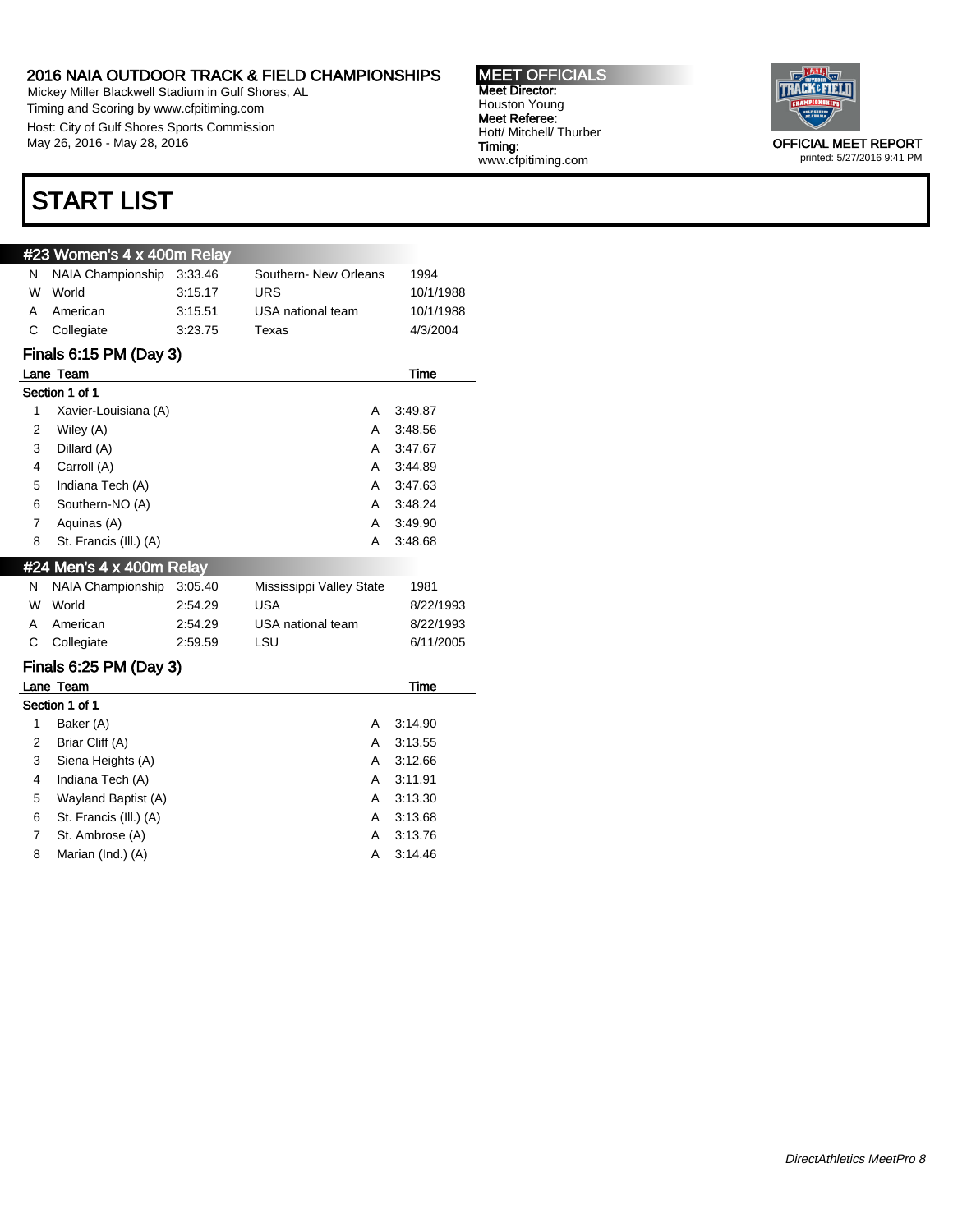# 2016 NAIA OUTDOOR TRACK & FIELD CHAMPIONSHIPS

Mickey Miller Blackwell Stadium in Gulf Shores, AL
Timing and Scoring by www.cfpitiming.com
Host: City of Gulf Shores Sports Commission
May 26, 2016 - May 28, 2016

**MEET OFFICIALS**
Meet Director:
Houston Young
Meet Referee:
Hott/ Mitchell/ Thurber
Timing:
www.cfpitiming.com

OFFICIAL MEET REPORT
printed: 5/27/2016 9:41 PM

# START LIST

## #23 Women's 4 x 400m Relay

| | | | | |
|---|---|---|---|---|
| N | NAIA Championship | 3:33.46 | Southern- New Orleans | 1994 |
| W | World | 3:15.17 | URS | 10/1/1988 |
| A | American | 3:15.51 | USA national team | 10/1/1988 |
| C | Collegiate | 3:23.75 | Texas | 4/3/2004 |

### Finals 6:15 PM (Day 3)

Section 1 of 1

| Lane | Team | | Time |
|---|---|---|---|
| 1 | Xavier-Louisiana (A) | A | 3:49.87 |
| 2 | Wiley (A) | A | 3:48.56 |
| 3 | Dillard (A) | A | 3:47.67 |
| 4 | Carroll (A) | A | 3:44.89 |
| 5 | Indiana Tech (A) | A | 3:47.63 |
| 6 | Southern-NO (A) | A | 3:48.24 |
| 7 | Aquinas (A) | A | 3:49.90 |
| 8 | St. Francis (Ill.) (A) | A | 3:48.68 |

## #24 Men's 4 x 400m Relay

| | | | | |
|---|---|---|---|---|
| N | NAIA Championship | 3:05.40 | Mississippi Valley State | 1981 |
| W | World | 2:54.29 | USA | 8/22/1993 |
| A | American | 2:54.29 | USA national team | 8/22/1993 |
| C | Collegiate | 2:59.59 | LSU | 6/11/2005 |

### Finals 6:25 PM (Day 3)

Section 1 of 1

| Lane | Team | | Time |
|---|---|---|---|
| 1 | Baker (A) | A | 3:14.90 |
| 2 | Briar Cliff (A) | A | 3:13.55 |
| 3 | Siena Heights (A) | A | 3:12.66 |
| 4 | Indiana Tech (A) | A | 3:11.91 |
| 5 | Wayland Baptist (A) | A | 3:13.30 |
| 6 | St. Francis (Ill.) (A) | A | 3:13.68 |
| 7 | St. Ambrose (A) | A | 3:13.76 |
| 8 | Marian (Ind.) (A) | A | 3:14.46 |

*DirectAthletics MeetPro 8*